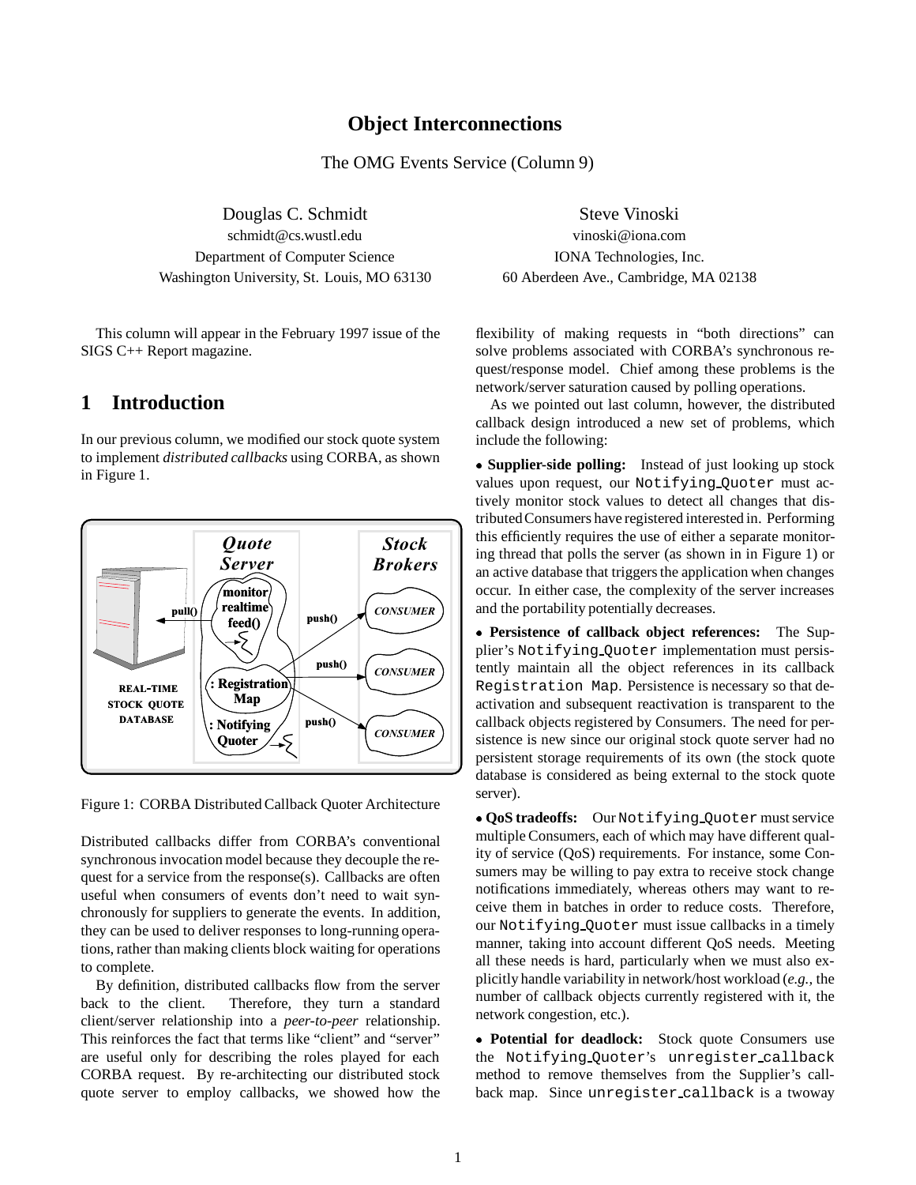# Object Interconnections

The OMG Events Service (Column 9)

Douglas C. Schmidt
schmidt@cs.wustl.edu
Department of Computer Science
Washington University, St. Louis, MO 63130

Steve Vinoski
vinoski@iona.com
IONA Technologies, Inc.
60 Aberdeen Ave., Cambridge, MA 02138

This column will appear in the February 1997 issue of the SIGS C++ Report magazine.

## 1 Introduction

In our previous column, we modified our stock quote system to implement *distributed callbacks* using CORBA, as shown in Figure 1.

Figure 1: CORBA Distributed Callback Quoter Architecture

Distributed callbacks differ from CORBA's conventional synchronous invocation model because they decouple the request for a service from the response(s). Callbacks are often useful when consumers of events don't need to wait synchronously for suppliers to generate the events. In addition, they can be used to deliver responses to long-running operations, rather than making clients block waiting for operations to complete.

By definition, distributed callbacks flow from the server back to the client. Therefore, they turn a standard client/server relationship into a *peer-to-peer* relationship. This reinforces the fact that terms like "client" and "server" are useful only for describing the roles played for each CORBA request. By re-architecting our distributed stock quote server to employ callbacks, we showed how the flexibility of making requests in "both directions" can solve problems associated with CORBA's synchronous request/response model. Chief among these problems is the network/server saturation caused by polling operations.

As we pointed out last column, however, the distributed callback design introduced a new set of problems, which include the following:

- **Supplier-side polling:** Instead of just looking up stock values upon request, our `Notifying_Quoter` must actively monitor stock values to detect all changes that distributed Consumers have registered interested in. Performing this efficiently requires the use of either a separate monitoring thread that polls the server (as shown in in Figure 1) or an active database that triggers the application when changes occur. In either case, the complexity of the server increases and the portability potentially decreases.

- **Persistence of callback object references:** The Supplier's `Notifying_Quoter` implementation must persistently maintain all the object references in its callback `Registration Map`. Persistence is necessary so that deactivation and subsequent reactivation is transparent to the callback objects registered by Consumers. The need for persistence is new since our original stock quote server had no persistent storage requirements of its own (the stock quote database is considered as being external to the stock quote server).

- **QoS tradeoffs:** Our `Notifying_Quoter` must service multiple Consumers, each of which may have different quality of service (QoS) requirements. For instance, some Consumers may be willing to pay extra to receive stock change notifications immediately, whereas others may want to receive them in batches in order to reduce costs. Therefore, our `Notifying_Quoter` must issue callbacks in a timely manner, taking into account different QoS needs. Meeting all these needs is hard, particularly when we must also explicitly handle variability in network/host workload (*e.g.*, the number of callback objects currently registered with it, the network congestion, etc.).

- **Potential for deadlock:** Stock quote Consumers use the `Notifying_Quoter`'s `unregister_callback` method to remove themselves from the Supplier's callback map. Since `unregister_callback` is a twoway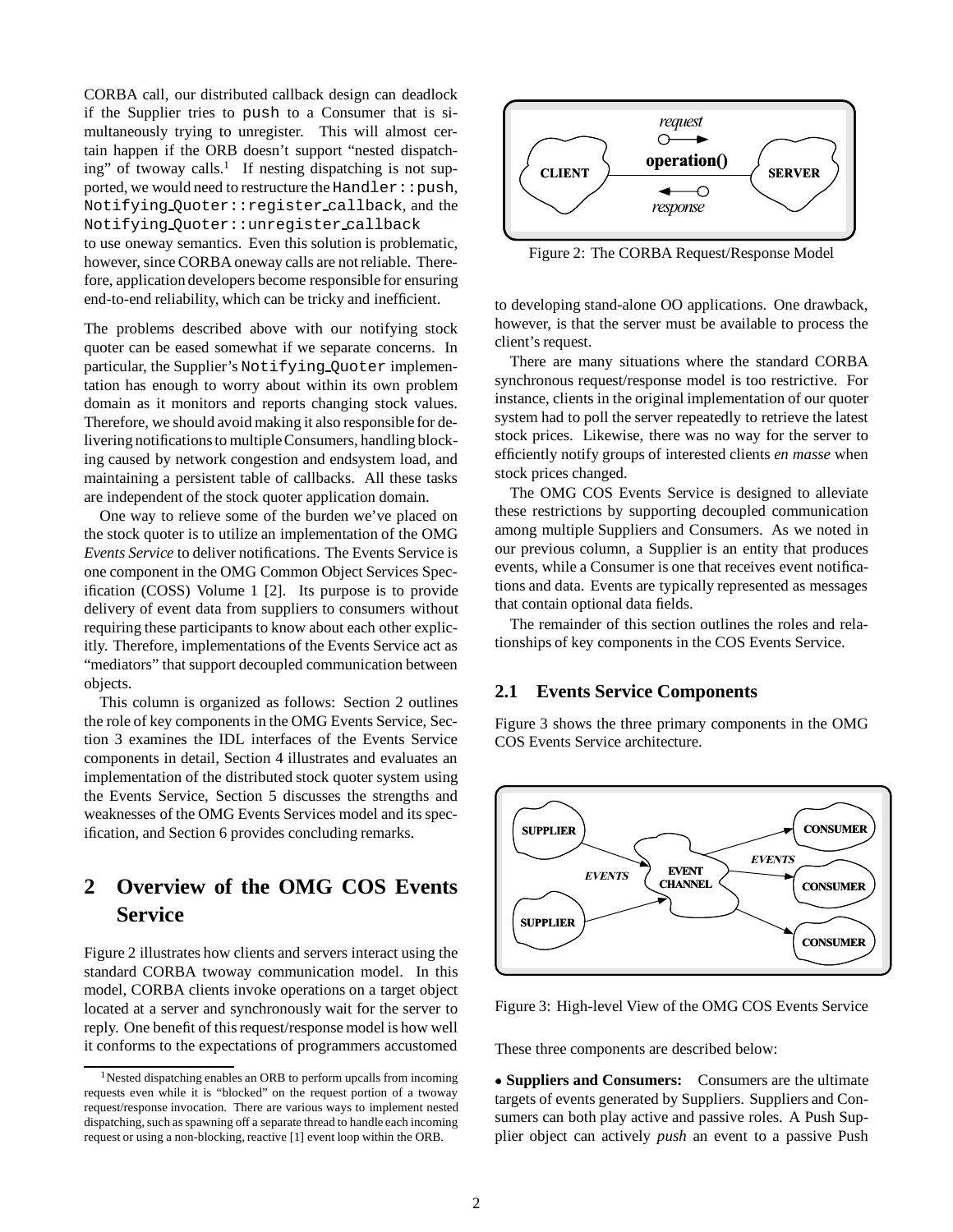CORBA call, our distributed callback design can deadlock if the Supplier tries to push to a Consumer that is simultaneously trying to unregister. This will almost certain happen if the ORB doesn't support "nested dispatching" of twoway calls.[1] If nesting dispatching is not supported, we would need to restructure the `Handler::push`, `Notifying_Quoter::register_callback`, and the `Notifying_Quoter::unregister_callback` to use oneway semantics. Even this solution is problematic, however, since CORBA oneway calls are not reliable. Therefore, application developers become responsible for ensuring end-to-end reliability, which can be tricky and inefficient.

The problems described above with our notifying stock quoter can be eased somewhat if we separate concerns. In particular, the Supplier's `Notifying_Quoter` implementation has enough to worry about within its own problem domain as it monitors and reports changing stock values. Therefore, we should avoid making it also responsible for delivering notifications to multiple Consumers, handling blocking caused by network congestion and endsystem load, and maintaining a persistent table of callbacks. All these tasks are independent of the stock quoter application domain.

One way to relieve some of the burden we've placed on the stock quoter is to utilize an implementation of the OMG *Events Service* to deliver notifications. The Events Service is one component in the OMG Common Object Services Specification (COSS) Volume 1 [2]. Its purpose is to provide delivery of event data from suppliers to consumers without requiring these participants to know about each other explicitly. Therefore, implementations of the Events Service act as "mediators" that support decoupled communication between objects.

This column is organized as follows: Section 2 outlines the role of key components in the OMG Events Service, Section 3 examines the IDL interfaces of the Events Service components in detail, Section 4 illustrates and evaluates an implementation of the distributed stock quoter system using the Events Service, Section 5 discusses the strengths and weaknesses of the OMG Events Services model and its specification, and Section 6 provides concluding remarks.

[1] Nested dispatching enables an ORB to perform upcalls from incoming requests even while it is "blocked" on the request portion of a twoway request/response invocation. There are various ways to implement nested dispatching, such as spawning off a separate thread to handle each incoming request or using a non-blocking, reactive [1] event loop within the ORB.

# 2 Overview of the OMG COS Events Service

Figure 2 illustrates how clients and servers interact using the standard CORBA twoway communication model. In this model, CORBA clients invoke operations on a target object located at a server and synchronously wait for the server to reply. One benefit of this request/response model is how well it conforms to the expectations of programmers accustomed to developing stand-alone OO applications. One drawback, however, is that the server must be available to process the client's request.

Figure 2: The CORBA Request/Response Model

There are many situations where the standard CORBA synchronous request/response model is too restrictive. For instance, clients in the original implementation of our quoter system had to poll the server repeatedly to retrieve the latest stock prices. Likewise, there was no way for the server to efficiently notify groups of interested clients *en masse* when stock prices changed.

The OMG COS Events Service is designed to alleviate these restrictions by supporting decoupled communication among multiple Suppliers and Consumers. As we noted in our previous column, a Supplier is an entity that produces events, while a Consumer is one that receives event notifications and data. Events are typically represented as messages that contain optional data fields.

The remainder of this section outlines the roles and relationships of key components in the COS Events Service.

## 2.1 Events Service Components

Figure 3 shows the three primary components in the OMG COS Events Service architecture.

Figure 3: High-level View of the OMG COS Events Service

These three components are described below:

- **Suppliers and Consumers:** Consumers are the ultimate targets of events generated by Suppliers. Suppliers and Consumers can both play active and passive roles. A Push Supplier object can actively *push* an event to a passive Push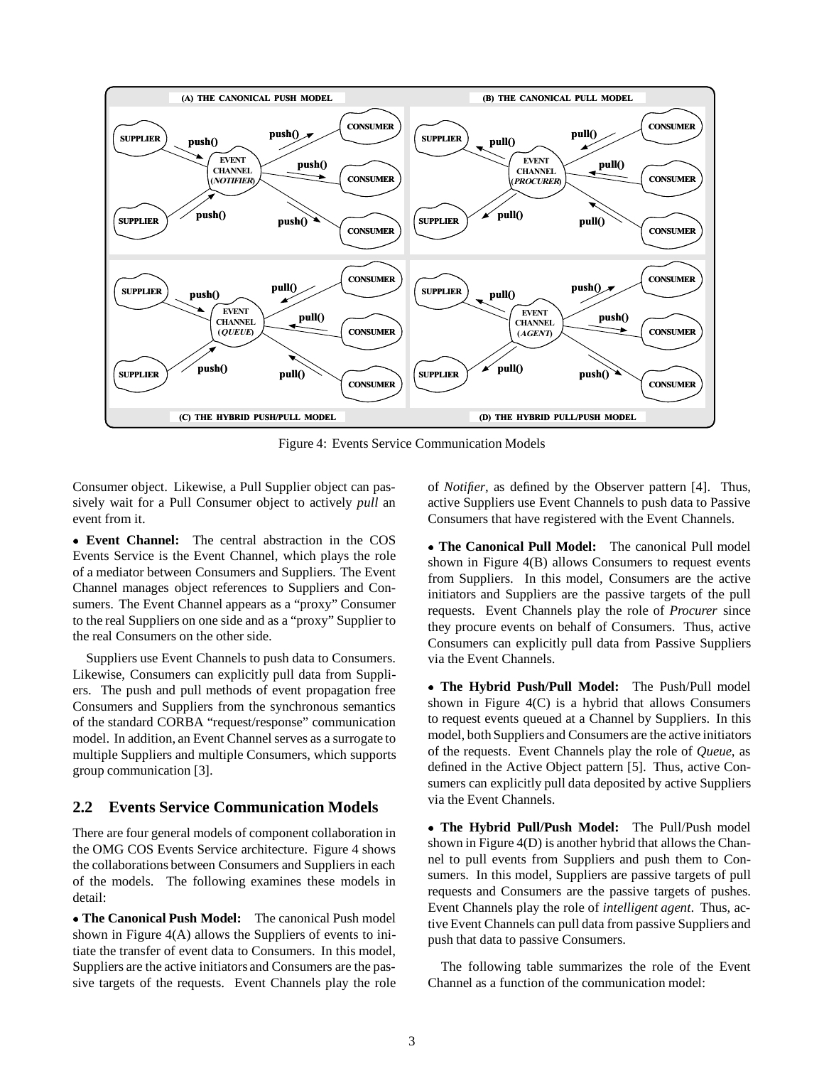Figure 4: Events Service Communication Models

Consumer object. Likewise, a Pull Supplier object can passively wait for a Pull Consumer object to actively *pull* an event from it.

- **Event Channel:** The central abstraction in the COS Events Service is the Event Channel, which plays the role of a mediator between Consumers and Suppliers. The Event Channel manages object references to Suppliers and Consumers. The Event Channel appears as a "proxy" Consumer to the real Suppliers on one side and as a "proxy" Supplier to the real Consumers on the other side.

Suppliers use Event Channels to push data to Consumers. Likewise, Consumers can explicitly pull data from Suppliers. The push and pull methods of event propagation free Consumers and Suppliers from the synchronous semantics of the standard CORBA "request/response" communication model. In addition, an Event Channel serves as a surrogate to multiple Suppliers and multiple Consumers, which supports group communication [3].

## 2.2 Events Service Communication Models

There are four general models of component collaboration in the OMG COS Events Service architecture. Figure 4 shows the collaborations between Consumers and Suppliers in each of the models. The following examines these models in detail:

- **The Canonical Push Model:** The canonical Push model shown in Figure 4(A) allows the Suppliers of events to initiate the transfer of event data to Consumers. In this model, Suppliers are the active initiators and Consumers are the passive targets of the requests. Event Channels play the role of *Notifier*, as defined by the Observer pattern [4]. Thus, active Suppliers use Event Channels to push data to Passive Consumers that have registered with the Event Channels.

- **The Canonical Pull Model:** The canonical Pull model shown in Figure 4(B) allows Consumers to request events from Suppliers. In this model, Consumers are the active initiators and Suppliers are the passive targets of the pull requests. Event Channels play the role of *Procurer* since they procure events on behalf of Consumers. Thus, active Consumers can explicitly pull data from Passive Suppliers via the Event Channels.

- **The Hybrid Push/Pull Model:** The Push/Pull model shown in Figure 4(C) is a hybrid that allows Consumers to request events queued at a Channel by Suppliers. In this model, both Suppliers and Consumers are the active initiators of the requests. Event Channels play the role of *Queue*, as defined in the Active Object pattern [5]. Thus, active Consumers can explicitly pull data deposited by active Suppliers via the Event Channels.

- **The Hybrid Pull/Push Model:** The Pull/Push model shown in Figure 4(D) is another hybrid that allows the Channel to pull events from Suppliers and push them to Consumers. In this model, Suppliers are passive targets of pull requests and Consumers are the passive targets of pushes. Event Channels play the role of *intelligent agent*. Thus, active Event Channels can pull data from passive Suppliers and push that data to passive Consumers.

The following table summarizes the role of the Event Channel as a function of the communication model: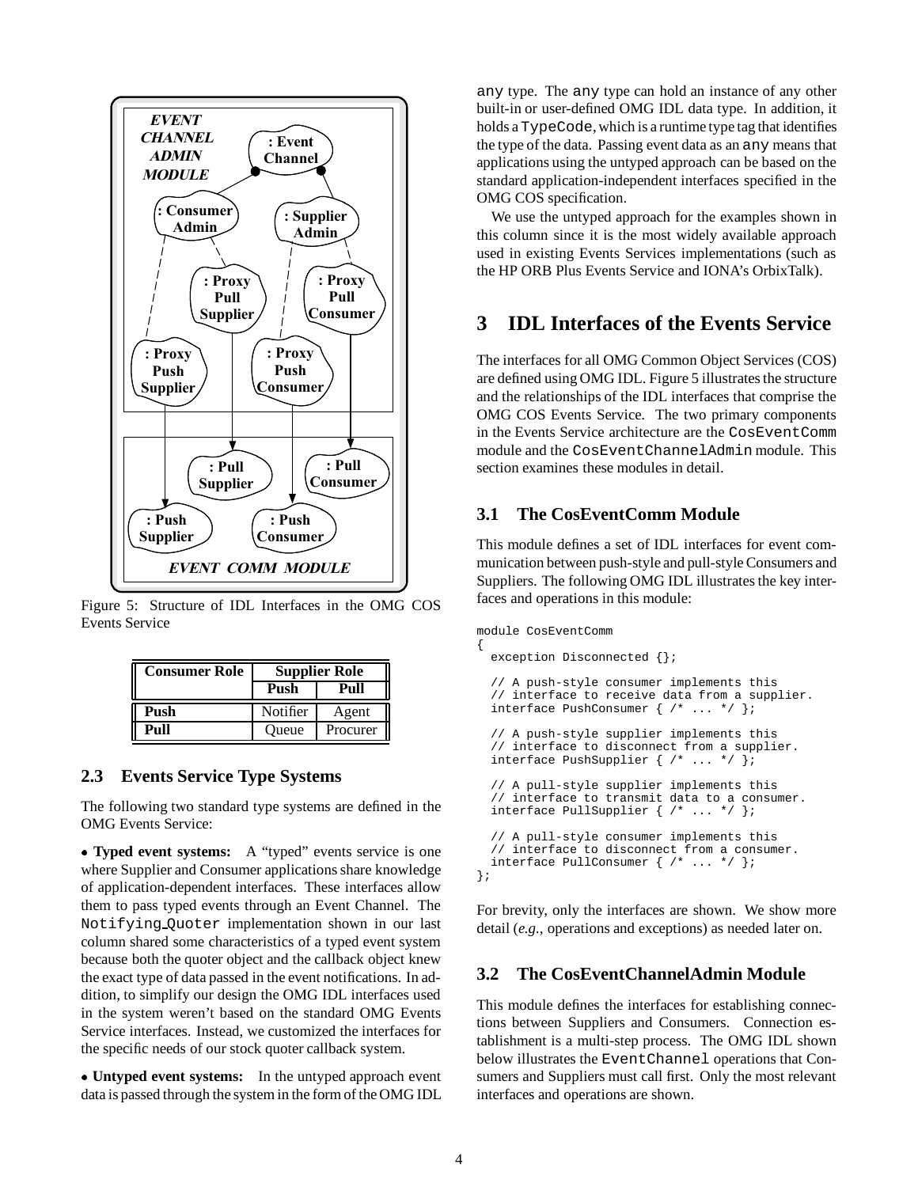Figure 5: Structure of IDL Interfaces in the OMG COS Events Service

| Consumer Role | Supplier Role | |
|---|---|---|
| | Push | Pull |
| Push | Notifier | Agent |
| Pull | Queue | Procurer |

### 2.3 Events Service Type Systems

The following two standard type systems are defined in the OMG Events Service:

- **Typed event systems:** A "typed" events service is one where Supplier and Consumer applications share knowledge of application-dependent interfaces. These interfaces allow them to pass typed events through an Event Channel. The `Notifying_Quoter` implementation shown in our last column shared some characteristics of a typed event system because both the quoter object and the callback object knew the exact type of data passed in the event notifications. In addition, to simplify our design the OMG IDL interfaces used in the system weren't based on the standard OMG Events Service interfaces. Instead, we customized the interfaces for the specific needs of our stock quoter callback system.

- **Untyped event systems:** In the untyped approach event data is passed through the system in the form of the OMG IDL `any` type. The `any` type can hold an instance of any other built-in or user-defined OMG IDL data type. In addition, it holds a `TypeCode`, which is a runtime type tag that identifies the type of the data. Passing event data as an `any` means that applications using the untyped approach can be based on the standard application-independent interfaces specified in the OMG COS specification.

We use the untyped approach for the examples shown in this column since it is the most widely available approach used in existing Events Services implementations (such as the HP ORB Plus Events Service and IONA's OrbixTalk).

## 3 IDL Interfaces of the Events Service

The interfaces for all OMG Common Object Services (COS) are defined using OMG IDL. Figure 5 illustrates the structure and the relationships of the IDL interfaces that comprise the OMG COS Events Service. The two primary components in the Events Service architecture are the `CosEventComm` module and the `CosEventChannelAdmin` module. This section examines these modules in detail.

### 3.1 The CosEventComm Module

This module defines a set of IDL interfaces for event communication between push-style and pull-style Consumers and Suppliers. The following OMG IDL illustrates the key interfaces and operations in this module:

```
module CosEventComm
{
  exception Disconnected {};

  // A push-style consumer implements this
  // interface to receive data from a supplier.
  interface PushConsumer { /* ... */ };

  // A push-style supplier implements this
  // interface to disconnect from a supplier.
  interface PushSupplier { /* ... */ };

  // A pull-style supplier implements this
  // interface to transmit data to a consumer.
  interface PullSupplier { /* ... */ };

  // A pull-style consumer implements this
  // interface to disconnect from a consumer.
  interface PullConsumer { /* ... */ };
};
```

For brevity, only the interfaces are shown. We show more detail (*e.g.*, operations and exceptions) as needed later on.

### 3.2 The CosEventChannelAdmin Module

This module defines the interfaces for establishing connections between Suppliers and Consumers. Connection establishment is a multi-step process. The OMG IDL shown below illustrates the `EventChannel` operations that Consumers and Suppliers must call first. Only the most relevant interfaces and operations are shown.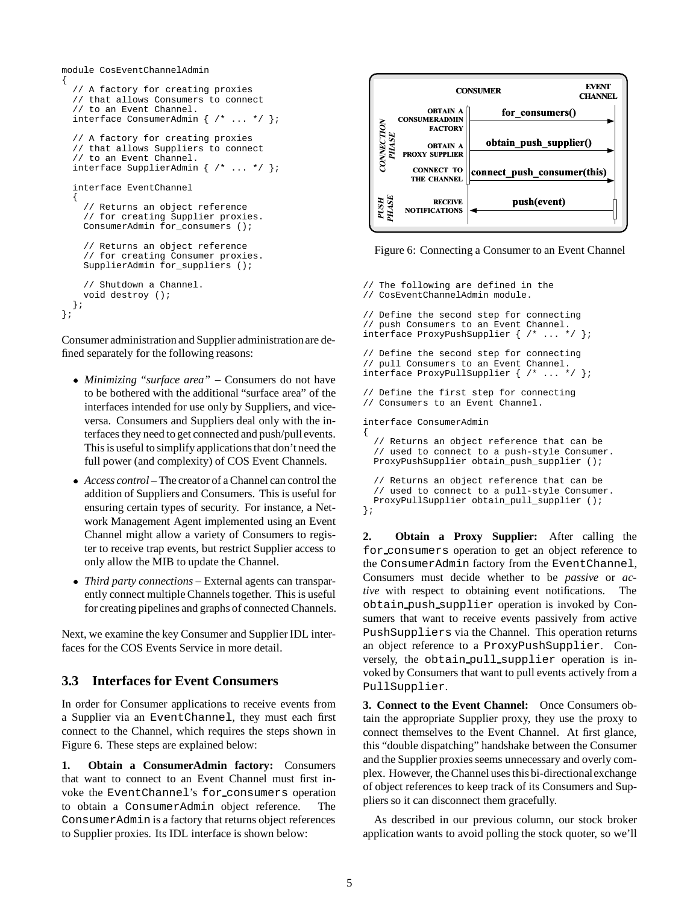```
module CosEventChannelAdmin
{
  // A factory for creating proxies
  // that allows Consumers to connect
  // to an Event Channel.
  interface ConsumerAdmin { /* ... */ };

  // A factory for creating proxies
  // that allows Suppliers to connect
  // to an Event Channel.
  interface SupplierAdmin { /* ... */ };

  interface EventChannel
  {
    // Returns an object reference
    // for creating Supplier proxies.
    ConsumerAdmin for_consumers ();

    // Returns an object reference
    // for creating Consumer proxies.
    SupplierAdmin for_suppliers ();

    // Shutdown a Channel.
    void destroy ();
  };
};
```

Consumer administration and Supplier administration are defined separately for the following reasons:

- *Minimizing "surface area"* – Consumers do not have to be bothered with the additional "surface area" of the interfaces intended for use only by Suppliers, and vice-versa. Consumers and Suppliers deal only with the interfaces they need to get connected and push/pull events. This is useful to simplify applications that don't need the full power (and complexity) of COS Event Channels.
- *Access control* – The creator of a Channel can control the addition of Suppliers and Consumers. This is useful for ensuring certain types of security. For instance, a Network Management Agent implemented using an Event Channel might allow a variety of Consumers to register to receive trap events, but restrict Supplier access to only allow the MIB to update the Channel.
- *Third party connections* – External agents can transparently connect multiple Channels together. This is useful for creating pipelines and graphs of connected Channels.

Next, we examine the key Consumer and Supplier IDL interfaces for the COS Events Service in more detail.

### 3.3 Interfaces for Event Consumers

In order for Consumer applications to receive events from a Supplier via an `EventChannel`, they must each first connect to the Channel, which requires the steps shown in Figure 6. These steps are explained below:

**1. Obtain a ConsumerAdmin factory:** Consumers that want to connect to an Event Channel must first invoke the `EventChannel`'s `for_consumers` operation to obtain a `ConsumerAdmin` object reference. The `ConsumerAdmin` is a factory that returns object references to Supplier proxies. Its IDL interface is shown below:

Figure 6: Connecting a Consumer to an Event Channel

```
// The following are defined in the
// CosEventChannelAdmin module.

// Define the second step for connecting
// push Consumers to an Event Channel.
interface ProxyPushSupplier { /* ... */ };

// Define the second step for connecting
// pull Consumers to an Event Channel.
interface ProxyPullSupplier { /* ... */ };

// Define the first step for connecting
// Consumers to an Event Channel.

interface ConsumerAdmin
{
  // Returns an object reference that can be
  // used to connect to a push-style Consumer.
  ProxyPushSupplier obtain_push_supplier ();

  // Returns an object reference that can be
  // used to connect to a pull-style Consumer.
  ProxyPullSupplier obtain_pull_supplier ();
};
```

**2. Obtain a Proxy Supplier:** After calling the `for_consumers` operation to get an object reference to the `ConsumerAdmin` factory from the `EventChannel`, Consumers must decide whether to be *passive* or *active* with respect to obtaining event notifications. The `obtain_push_supplier` operation is invoked by Consumers that want to receive events passively from active `PushSuppliers` via the Channel. This operation returns an object reference to a `ProxyPushSupplier`. Conversely, the `obtain_pull_supplier` operation is invoked by Consumers that want to pull events actively from a `PullSupplier`.

**3. Connect to the Event Channel:** Once Consumers obtain the appropriate Supplier proxy, they use the proxy to connect themselves to the Event Channel. At first glance, this "double dispatching" handshake between the Consumer and the Supplier proxies seems unnecessary and overly complex. However, the Channel uses this bi-directional exchange of object references to keep track of its Consumers and Suppliers so it can disconnect them gracefully.

As described in our previous column, our stock broker application wants to avoid polling the stock quoter, so we'll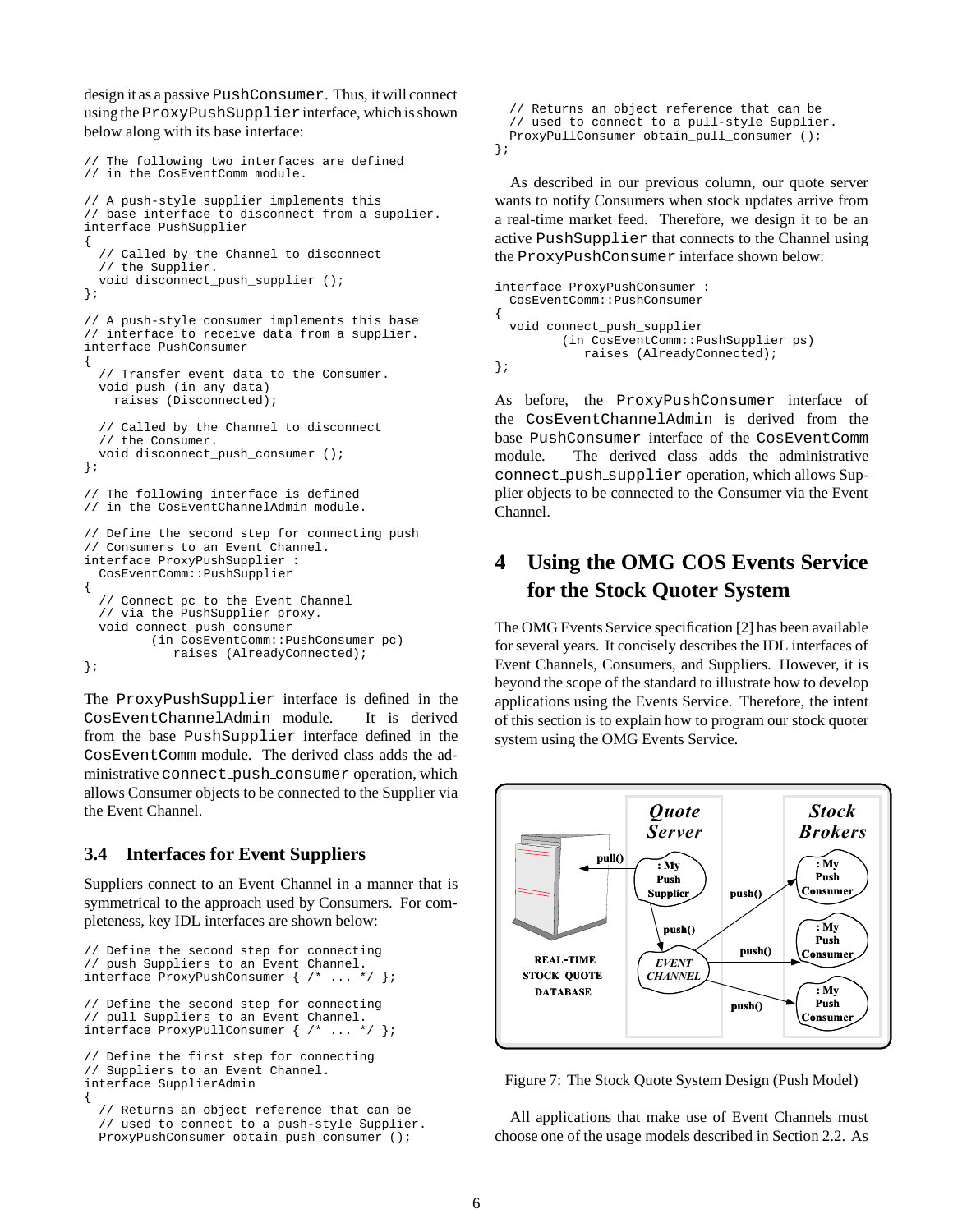design it as a passive `PushConsumer`. Thus, it will connect using the `ProxyPushSupplier` interface, which is shown below along with its base interface:

```
// The following two interfaces are defined
// in the CosEventComm module.

// A push-style supplier implements this
// base interface to disconnect from a supplier.
interface PushSupplier
{
  // Called by the Channel to disconnect
  // the Supplier.
  void disconnect_push_supplier ();
};

// A push-style consumer implements this base
// interface to receive data from a supplier.
interface PushConsumer
{
  // Transfer event data to the Consumer.
  void push (in any data)
    raises (Disconnected);

  // Called by the Channel to disconnect
  // the Consumer.
  void disconnect_push_consumer ();
};

// The following interface is defined
// in the CosEventChannelAdmin module.

// Define the second step for connecting push
// Consumers to an Event Channel.
interface ProxyPushSupplier :
  CosEventComm::PushSupplier
{
  // Connect pc to the Event Channel
  // via the PushSupplier proxy.
  void connect_push_consumer
         (in CosEventComm::PushConsumer pc)
            raises (AlreadyConnected);
};
```

The `ProxyPushSupplier` interface is defined in the `CosEventChannelAdmin` module. It is derived from the base `PushSupplier` interface defined in the `CosEventComm` module. The derived class adds the administrative `connect_push_consumer` operation, which allows Consumer objects to be connected to the Supplier via the Event Channel.

### 3.4 Interfaces for Event Suppliers

Suppliers connect to an Event Channel in a manner that is symmetrical to the approach used by Consumers. For completeness, key IDL interfaces are shown below:

```
// Define the second step for connecting
// push Suppliers to an Event Channel.
interface ProxyPushConsumer { /* ... */ };

// Define the second step for connecting
// pull Suppliers to an Event Channel.
interface ProxyPullConsumer { /* ... */ };

// Define the first step for connecting
// Suppliers to an Event Channel.
interface SupplierAdmin
{
  // Returns an object reference that can be
  // used to connect to a push-style Supplier.
  ProxyPushConsumer obtain_push_consumer ();

  // Returns an object reference that can be
  // used to connect to a pull-style Supplier.
  ProxyPullConsumer obtain_pull_consumer ();
};
```

As described in our previous column, our quote server wants to notify Consumers when stock updates arrive from a real-time market feed. Therefore, we design it to be an active `PushSupplier` that connects to the Channel using the `ProxyPushConsumer` interface shown below:

```
interface ProxyPushConsumer :
  CosEventComm::PushConsumer
{
  void connect_push_supplier
         (in CosEventComm::PushSupplier ps)
            raises (AlreadyConnected);
};
```

As before, the `ProxyPushConsumer` interface of the `CosEventChannelAdmin` is derived from the base `PushConsumer` interface of the `CosEventComm` module. The derived class adds the administrative `connect_push_supplier` operation, which allows Supplier objects to be connected to the Consumer via the Event Channel.

## 4 Using the OMG COS Events Service for the Stock Quoter System

The OMG Events Service specification [2] has been available for several years. It concisely describes the IDL interfaces of Event Channels, Consumers, and Suppliers. However, it is beyond the scope of the standard to illustrate how to develop applications using the Events Service. Therefore, the intent of this section is to explain how to program our stock quoter system using the OMG Events Service.

Figure 7: The Stock Quote System Design (Push Model)

All applications that make use of Event Channels must choose one of the usage models described in Section 2.2. As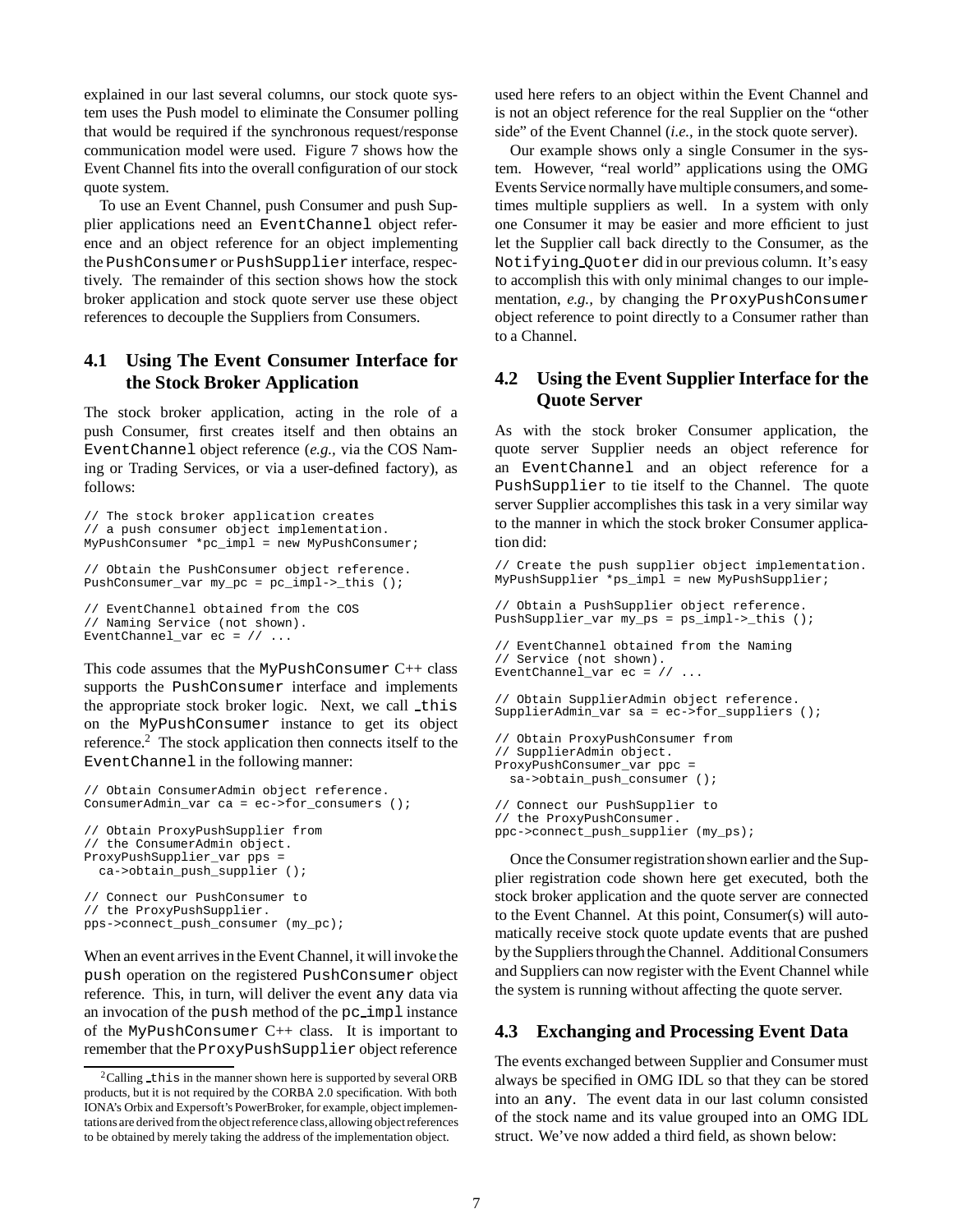explained in our last several columns, our stock quote system uses the Push model to eliminate the Consumer polling that would be required if the synchronous request/response communication model were used. Figure 7 shows how the Event Channel fits into the overall configuration of our stock quote system.

To use an Event Channel, push Consumer and push Supplier applications need an `EventChannel` object reference and an object reference for an object implementing the `PushConsumer` or `PushSupplier` interface, respectively. The remainder of this section shows how the stock broker application and stock quote server use these object references to decouple the Suppliers from Consumers.

### 4.1 Using The Event Consumer Interface for the Stock Broker Application

The stock broker application, acting in the role of a push Consumer, first creates itself and then obtains an `EventChannel` object reference (*e.g.,* via the COS Naming or Trading Services, or via a user-defined factory), as follows:

```
// The stock broker application creates
// a push consumer object implementation.
MyPushConsumer *pc_impl = new MyPushConsumer;

// Obtain the PushConsumer object reference.
PushConsumer_var my_pc = pc_impl->_this ();

// EventChannel obtained from the COS
// Naming Service (not shown).
EventChannel_var ec = // ...
```

This code assumes that the `MyPushConsumer` C++ class supports the `PushConsumer` interface and implements the appropriate stock broker logic. Next, we call `_this` on the `MyPushConsumer` instance to get its object reference.[2] The stock application then connects itself to the `EventChannel` in the following manner:

```
// Obtain ConsumerAdmin object reference.
ConsumerAdmin_var ca = ec->for_consumers ();

// Obtain ProxyPushSupplier from
// the ConsumerAdmin object.
ProxyPushSupplier_var pps =
  ca->obtain_push_supplier ();

// Connect our PushConsumer to
// the ProxyPushSupplier.
pps->connect_push_consumer (my_pc);
```

When an event arrives in the Event Channel, it will invoke the `push` operation on the registered `PushConsumer` object reference. This, in turn, will deliver the event `any` data via an invocation of the `push` method of the `pc_impl` instance of the `MyPushConsumer` C++ class. It is important to remember that the `ProxyPushSupplier` object reference used here refers to an object within the Event Channel and is not an object reference for the real Supplier on the "other side" of the Event Channel (*i.e.,* in the stock quote server).

[2] Calling `_this` in the manner shown here is supported by several ORB products, but it is not required by the CORBA 2.0 specification. With both IONA's Orbix and Expersoft's PowerBroker, for example, object implementations are derived from the object reference class, allowing object references to be obtained by merely taking the address of the implementation object.

Our example shows only a single Consumer in the system. However, "real world" applications using the OMG Events Service normally have multiple consumers, and sometimes multiple suppliers as well. In a system with only one Consumer it may be easier and more efficient to just let the Supplier call back directly to the Consumer, as the `Notifying_Quoter` did in our previous column. It's easy to accomplish this with only minimal changes to our implementation, *e.g.,* by changing the `ProxyPushConsumer` object reference to point directly to a Consumer rather than to a Channel.

### 4.2 Using the Event Supplier Interface for the Quote Server

As with the stock broker Consumer application, the quote server Supplier needs an object reference for an `EventChannel` and an object reference for a `PushSupplier` to tie itself to the Channel. The quote server Supplier accomplishes this task in a very similar way to the manner in which the stock broker Consumer application did:

```
// Create the push supplier object implementation.
MyPushSupplier *ps_impl = new MyPushSupplier;

// Obtain a PushSupplier object reference.
PushSupplier_var my_ps = ps_impl->_this ();

// EventChannel obtained from the Naming
// Service (not shown).
EventChannel_var ec = // ...

// Obtain SupplierAdmin object reference.
SupplierAdmin_var sa = ec->for_suppliers ();

// Obtain ProxyPushConsumer from
// SupplierAdmin object.
ProxyPushConsumer_var ppc =
  sa->obtain_push_consumer ();

// Connect our PushSupplier to
// the ProxyPushConsumer.
ppc->connect_push_supplier (my_ps);
```

Once the Consumer registration shown earlier and the Supplier registration code shown here get executed, both the stock broker application and the quote server are connected to the Event Channel. At this point, Consumer(s) will automatically receive stock quote update events that are pushed by the Suppliers through the Channel. Additional Consumers and Suppliers can now register with the Event Channel while the system is running without affecting the quote server.

### 4.3 Exchanging and Processing Event Data

The events exchanged between Supplier and Consumer must always be specified in OMG IDL so that they can be stored into an `any`. The event data in our last column consisted of the stock name and its value grouped into an OMG IDL struct. We've now added a third field, as shown below: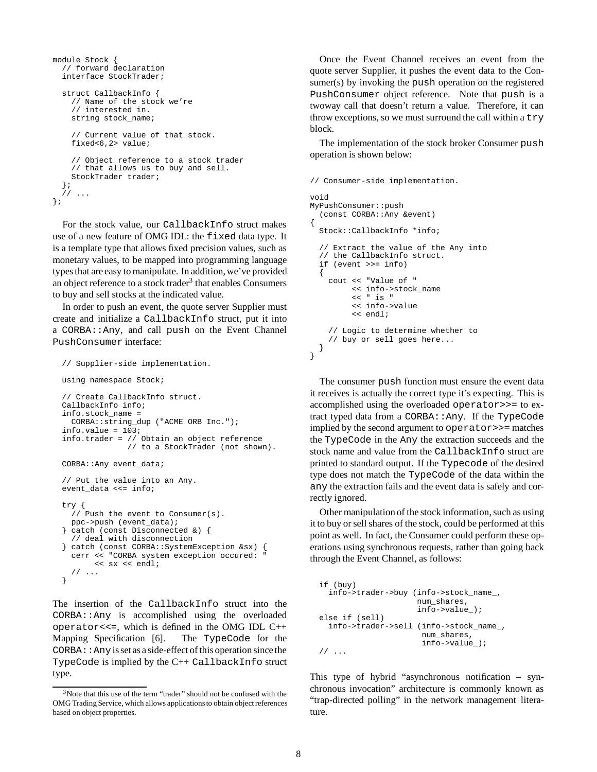```
module Stock {
  // forward declaration
  interface StockTrader;

  struct CallbackInfo {
    // Name of the stock we're
    // interested in.
    string stock_name;

    // Current value of that stock.
    fixed<6,2> value;

    // Object reference to a stock trader
    // that allows us to buy and sell.
    StockTrader trader;
  };
  // ...
};
```

For the stock value, our `CallbackInfo` struct makes use of a new feature of OMG IDL: the `fixed` data type. It is a template type that allows fixed precision values, such as monetary values, to be mapped into programming language types that are easy to manipulate. In addition, we've provided an object reference to a stock trader[3] that enables Consumers to buy and sell stocks at the indicated value.

In order to push an event, the quote server Supplier must create and initialize a `CallbackInfo` struct, put it into a `CORBA::Any`, and call `push` on the Event Channel `PushConsumer` interface:

```
// Supplier-side implementation.

using namespace Stock;

// Create CallbackInfo struct.
CallbackInfo info;
info.stock_name =
  CORBA::string_dup ("ACME ORB Inc.");
info.value = 103;
info.trader = // Obtain an object reference
              // to a StockTrader (not shown).

CORBA::Any event_data;

// Put the value into an Any.
event_data <<= info;

try {
  // Push the event to Consumer(s).
  ppc->push (event_data);
} catch (const Disconnected &) {
  // deal with disconnection
} catch (const CORBA::SystemException &sx) {
  cerr << "CORBA system exception occured: "
       << sx << endl;
  // ...
}
```

The insertion of the `CallbackInfo` struct into the `CORBA::Any` is accomplished using the overloaded `operator<<=`, which is defined in the OMG IDL C++ Mapping Specification [6]. The `TypeCode` for the `CORBA::Any` is set as a side-effect of this operation since the `TypeCode` is implied by the C++ `CallbackInfo` struct type.

[3] Note that this use of the term "trader" should not be confused with the OMG Trading Service, which allows applications to obtain object references based on object properties.

Once the Event Channel receives an event from the quote server Supplier, it pushes the event data to the Consumer(s) by invoking the `push` operation on the registered `PushConsumer` object reference. Note that `push` is a twoway call that doesn't return a value. Therefore, it can throw exceptions, so we must surround the call within a `try` block.

The implementation of the stock broker Consumer `push` operation is shown below:

```
// Consumer-side implementation.

void
MyPushConsumer::push
  (const CORBA::Any &event)
{
  Stock::CallbackInfo *info;

  // Extract the value of the Any into
  // the CallbackInfo struct.
  if (event >>= info)
  {
    cout << "Value of "
         << info->stock_name
         << " is "
         << info->value
         << endl;

    // Logic to determine whether to
    // buy or sell goes here...
  }
}
```

The consumer `push` function must ensure the event data it receives is actually the correct type it's expecting. This is accomplished using the overloaded `operator>>=` to extract typed data from a `CORBA::Any`. If the `TypeCode` implied by the second argument to `operator>>=` matches the `TypeCode` in the `Any` the extraction succeeds and the stock name and value from the `CallbackInfo` struct are printed to standard output. If the `Typecode` of the desired type does not match the `TypeCode` of the data within the `any` the extraction fails and the event data is safely and correctly ignored.

Other manipulation of the stock information, such as using it to buy or sell shares of the stock, could be performed at this point as well. In fact, the Consumer could perform these operations using synchronous requests, rather than going back through the Event Channel, as follows:

```
if (buy)
  info->trader->buy (info->stock_name_,
                     num_shares,
                     info->value_);
else if (sell)
  info->trader->sell (info->stock_name_,
                      num_shares,
                      info->value_);
// ...
```

This type of hybrid "asynchronous notification – synchronous invocation" architecture is commonly known as "trap-directed polling" in the network management literature.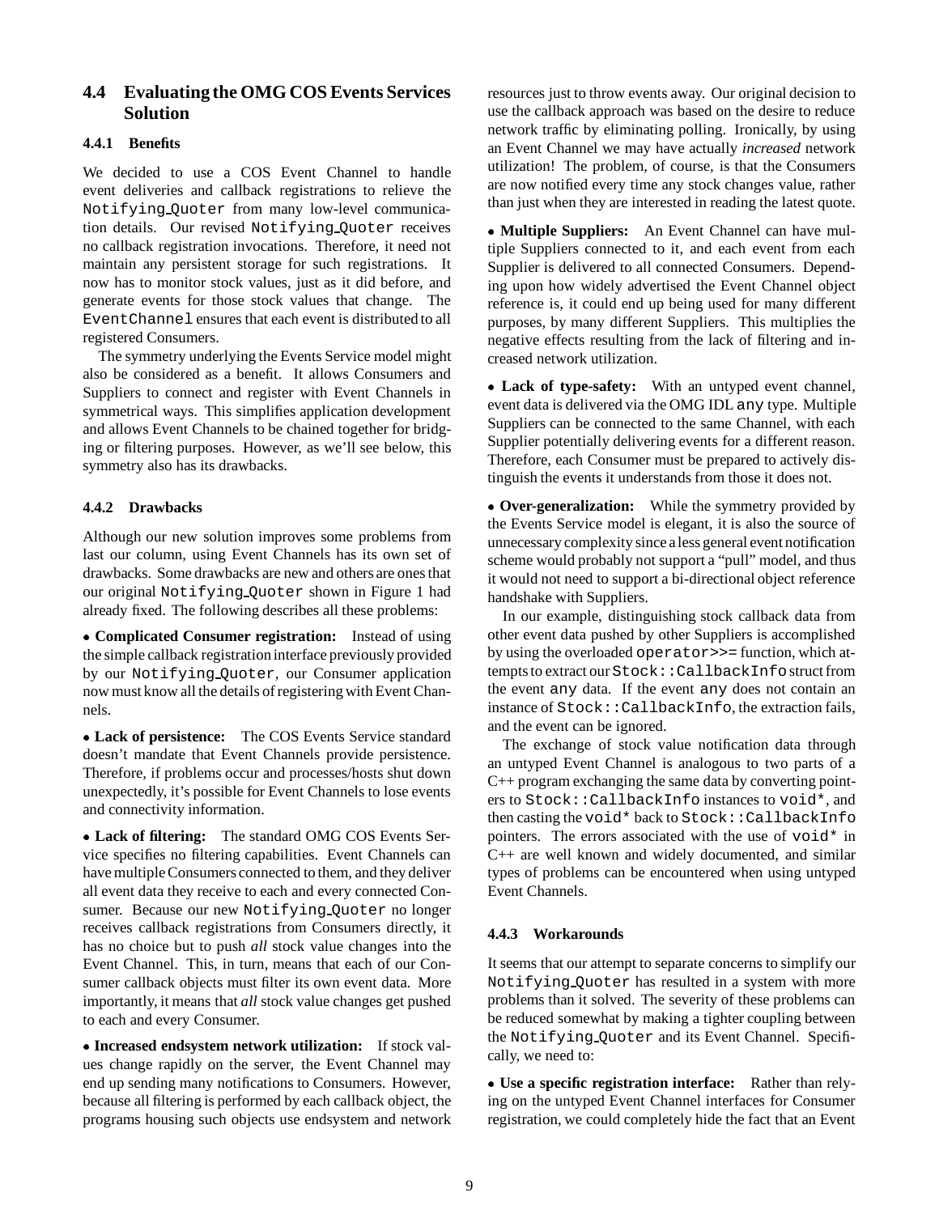### 4.4 Evaluating the OMG COS Events Services Solution

#### 4.4.1 Benefits

We decided to use a COS Event Channel to handle event deliveries and callback registrations to relieve the `Notifying_Quoter` from many low-level communication details. Our revised `Notifying_Quoter` receives no callback registration invocations. Therefore, it need not maintain any persistent storage for such registrations. It now has to monitor stock values, just as it did before, and generate events for those stock values that change. The `EventChannel` ensures that each event is distributed to all registered Consumers.

The symmetry underlying the Events Service model might also be considered as a benefit. It allows Consumers and Suppliers to connect and register with Event Channels in symmetrical ways. This simplifies application development and allows Event Channels to be chained together for bridging or filtering purposes. However, as we'll see below, this symmetry also has its drawbacks.

#### 4.4.2 Drawbacks

Although our new solution improves some problems from last our column, using Event Channels has its own set of drawbacks. Some drawbacks are new and others are ones that our original `Notifying_Quoter` shown in Figure 1 had already fixed. The following describes all these problems:

- **Complicated Consumer registration:** Instead of using the simple callback registration interface previously provided by our `Notifying_Quoter`, our Consumer application now must know all the details of registering with Event Channels.

- **Lack of persistence:** The COS Events Service standard doesn't mandate that Event Channels provide persistence. Therefore, if problems occur and processes/hosts shut down unexpectedly, it's possible for Event Channels to lose events and connectivity information.

- **Lack of filtering:** The standard OMG COS Events Service specifies no filtering capabilities. Event Channels can have multiple Consumers connected to them, and they deliver all event data they receive to each and every connected Consumer. Because our new `Notifying_Quoter` no longer receives callback registrations from Consumers directly, it has no choice but to push *all* stock value changes into the Event Channel. This, in turn, means that each of our Consumer callback objects must filter its own event data. More importantly, it means that *all* stock value changes get pushed to each and every Consumer.

- **Increased endsystem network utilization:** If stock values change rapidly on the server, the Event Channel may end up sending many notifications to Consumers. However, because all filtering is performed by each callback object, the programs housing such objects use endsystem and network resources just to throw events away. Our original decision to use the callback approach was based on the desire to reduce network traffic by eliminating polling. Ironically, by using an Event Channel we may have actually *increased* network utilization! The problem, of course, is that the Consumers are now notified every time any stock changes value, rather than just when they are interested in reading the latest quote.

- **Multiple Suppliers:** An Event Channel can have multiple Suppliers connected to it, and each event from each Supplier is delivered to all connected Consumers. Depending upon how widely advertised the Event Channel object reference is, it could end up being used for many different purposes, by many different Suppliers. This multiplies the negative effects resulting from the lack of filtering and increased network utilization.

- **Lack of type-safety:** With an untyped event channel, event data is delivered via the OMG IDL `any` type. Multiple Suppliers can be connected to the same Channel, with each Supplier potentially delivering events for a different reason. Therefore, each Consumer must be prepared to actively distinguish the events it understands from those it does not.

- **Over-generalization:** While the symmetry provided by the Events Service model is elegant, it is also the source of unnecessary complexity since a less general event notification scheme would probably not support a "pull" model, and thus it would not need to support a bi-directional object reference handshake with Suppliers.

In our example, distinguishing stock callback data from other event data pushed by other Suppliers is accomplished by using the overloaded `operator>>=` function, which attempts to extract our `Stock::CallbackInfo` struct from the event `any` data. If the event `any` does not contain an instance of `Stock::CallbackInfo`, the extraction fails, and the event can be ignored.

The exchange of stock value notification data through an untyped Event Channel is analogous to two parts of a C++ program exchanging the same data by converting pointers to `Stock::CallbackInfo` instances to `void*`, and then casting the `void*` back to `Stock::CallbackInfo` pointers. The errors associated with the use of `void*` in C++ are well known and widely documented, and similar types of problems can be encountered when using untyped Event Channels.

#### 4.4.3 Workarounds

It seems that our attempt to separate concerns to simplify our `Notifying_Quoter` has resulted in a system with more problems than it solved. The severity of these problems can be reduced somewhat by making a tighter coupling between the `Notifying_Quoter` and its Event Channel. Specifically, we need to:

- **Use a specific registration interface:** Rather than relying on the untyped Event Channel interfaces for Consumer registration, we could completely hide the fact that an Event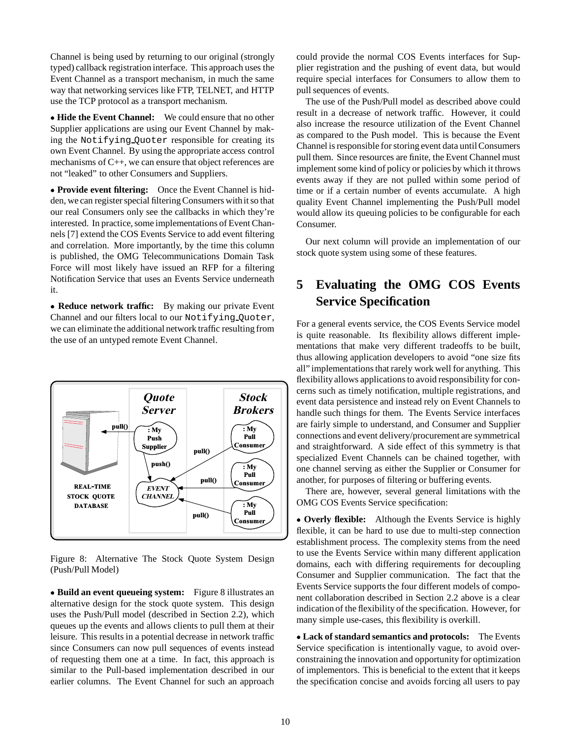Channel is being used by returning to our original (strongly typed) callback registration interface. This approach uses the Event Channel as a transport mechanism, in much the same way that networking services like FTP, TELNET, and HTTP use the TCP protocol as a transport mechanism.

- **Hide the Event Channel:** We could ensure that no other Supplier applications are using our Event Channel by making the `Notifying_Quoter` responsible for creating its own Event Channel. By using the appropriate access control mechanisms of C++, we can ensure that object references are not "leaked" to other Consumers and Suppliers.

- **Provide event filtering:** Once the Event Channel is hidden, we can register special filtering Consumers with it so that our real Consumers only see the callbacks in which they're interested. In practice, some implementations of Event Channels [7] extend the COS Events Service to add event filtering and correlation. More importantly, by the time this column is published, the OMG Telecommunications Domain Task Force will most likely have issued an RFP for a filtering Notification Service that uses an Events Service underneath it.

- **Reduce network traffic:** By making our private Event Channel and our filters local to our `Notifying_Quoter`, we can eliminate the additional network traffic resulting from the use of an untyped remote Event Channel.

Figure 8: Alternative The Stock Quote System Design (Push/Pull Model)

- **Build an event queueing system:** Figure 8 illustrates an alternative design for the stock quote system. This design uses the Push/Pull model (described in Section 2.2), which queues up the events and allows clients to pull them at their leisure. This results in a potential decrease in network traffic since Consumers can now pull sequences of events instead of requesting them one at a time. In fact, this approach is similar to the Pull-based implementation described in our earlier columns. The Event Channel for such an approach could provide the normal COS Events interfaces for Supplier registration and the pushing of event data, but would require special interfaces for Consumers to allow them to pull sequences of events.

The use of the Push/Pull model as described above could result in a decrease of network traffic. However, it could also increase the resource utilization of the Event Channel as compared to the Push model. This is because the Event Channel is responsible for storing event data until Consumers pull them. Since resources are finite, the Event Channel must implement some kind of policy or policies by which it throws events away if they are not pulled within some period of time or if a certain number of events accumulate. A high quality Event Channel implementing the Push/Pull model would allow its queuing policies to be configurable for each Consumer.

Our next column will provide an implementation of our stock quote system using some of these features.

## 5 Evaluating the OMG COS Events Service Specification

For a general events service, the COS Events Service model is quite reasonable. Its flexibility allows different implementations that make very different tradeoffs to be built, thus allowing application developers to avoid "one size fits all" implementations that rarely work well for anything. This flexibility allows applications to avoid responsibility for concerns such as timely notification, multiple registrations, and event data persistence and instead rely on Event Channels to handle such things for them. The Events Service interfaces are fairly simple to understand, and Consumer and Supplier connections and event delivery/procurement are symmetrical and straightforward. A side effect of this symmetry is that specialized Event Channels can be chained together, with one channel serving as either the Supplier or Consumer for another, for purposes of filtering or buffering events.

There are, however, several general limitations with the OMG COS Events Service specification:

- **Overly flexible:** Although the Events Service is highly flexible, it can be hard to use due to multi-step connection establishment process. The complexity stems from the need to use the Events Service within many different application domains, each with differing requirements for decoupling Consumer and Supplier communication. The fact that the Events Service supports the four different models of component collaboration described in Section 2.2 above is a clear indication of the flexibility of the specification. However, for many simple use-cases, this flexibility is overkill.

- **Lack of standard semantics and protocols:** The Events Service specification is intentionally vague, to avoid overconstraining the innovation and opportunity for optimization of implementors. This is beneficial to the extent that it keeps the specification concise and avoids forcing all users to pay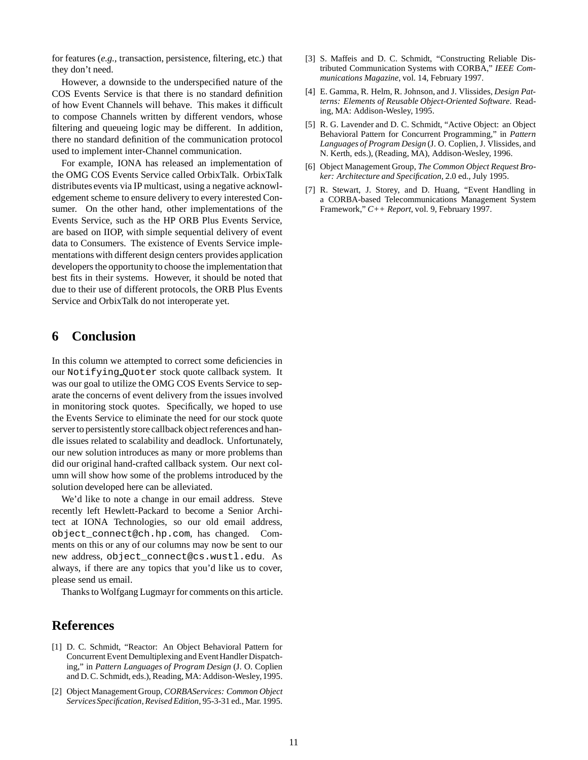for features (*e.g.*, transaction, persistence, filtering, etc.) that they don't need.

However, a downside to the underspecified nature of the COS Events Service is that there is no standard definition of how Event Channels will behave. This makes it difficult to compose Channels written by different vendors, whose filtering and queueing logic may be different. In addition, there no standard definition of the communication protocol used to implement inter-Channel communication.

For example, IONA has released an implementation of the OMG COS Events Service called OrbixTalk. OrbixTalk distributes events via IP multicast, using a negative acknowledgement scheme to ensure delivery to every interested Consumer. On the other hand, other implementations of the Events Service, such as the HP ORB Plus Events Service, are based on IIOP, with simple sequential delivery of event data to Consumers. The existence of Events Service implementations with different design centers provides application developers the opportunity to choose the implementation that best fits in their systems. However, it should be noted that due to their use of different protocols, the ORB Plus Events Service and OrbixTalk do not interoperate yet.

## 6 Conclusion

In this column we attempted to correct some deficiencies in our `Notifying_Quoter` stock quote callback system. It was our goal to utilize the OMG COS Events Service to separate the concerns of event delivery from the issues involved in monitoring stock quotes. Specifically, we hoped to use the Events Service to eliminate the need for our stock quote server to persistently store callback object references and handle issues related to scalability and deadlock. Unfortunately, our new solution introduces as many or more problems than did our original hand-crafted callback system. Our next column will show how some of the problems introduced by the solution developed here can be alleviated.

We'd like to note a change in our email address. Steve recently left Hewlett-Packard to become a Senior Architect at IONA Technologies, so our old email address, `object_connect@ch.hp.com`, has changed. Comments on this or any of our columns may now be sent to our new address, `object_connect@cs.wustl.edu`. As always, if there are any topics that you'd like us to cover, please send us email.

Thanks to Wolfgang Lugmayr for comments on this article.

## References

[1] D. C. Schmidt, "Reactor: An Object Behavioral Pattern for Concurrent Event Demultiplexing and Event Handler Dispatching," in *Pattern Languages of Program Design* (J. O. Coplien and D. C. Schmidt, eds.), Reading, MA: Addison-Wesley, 1995.

[2] Object Management Group, *CORBAServices: Common Object Services Specification, Revised Edition*, 95-3-31 ed., Mar. 1995.

[3] S. Maffeis and D. C. Schmidt, "Constructing Reliable Distributed Communication Systems with CORBA," *IEEE Communications Magazine*, vol. 14, February 1997.

[4] E. Gamma, R. Helm, R. Johnson, and J. Vlissides, *Design Patterns: Elements of Reusable Object-Oriented Software*. Reading, MA: Addison-Wesley, 1995.

[5] R. G. Lavender and D. C. Schmidt, "Active Object: an Object Behavioral Pattern for Concurrent Programming," in *Pattern Languages of Program Design* (J. O. Coplien, J. Vlissides, and N. Kerth, eds.), (Reading, MA), Addison-Wesley, 1996.

[6] Object Management Group, *The Common Object Request Broker: Architecture and Specification*, 2.0 ed., July 1995.

[7] R. Stewart, J. Storey, and D. Huang, "Event Handling in a CORBA-based Telecommunications Management System Framework," *C++ Report*, vol. 9, February 1997.